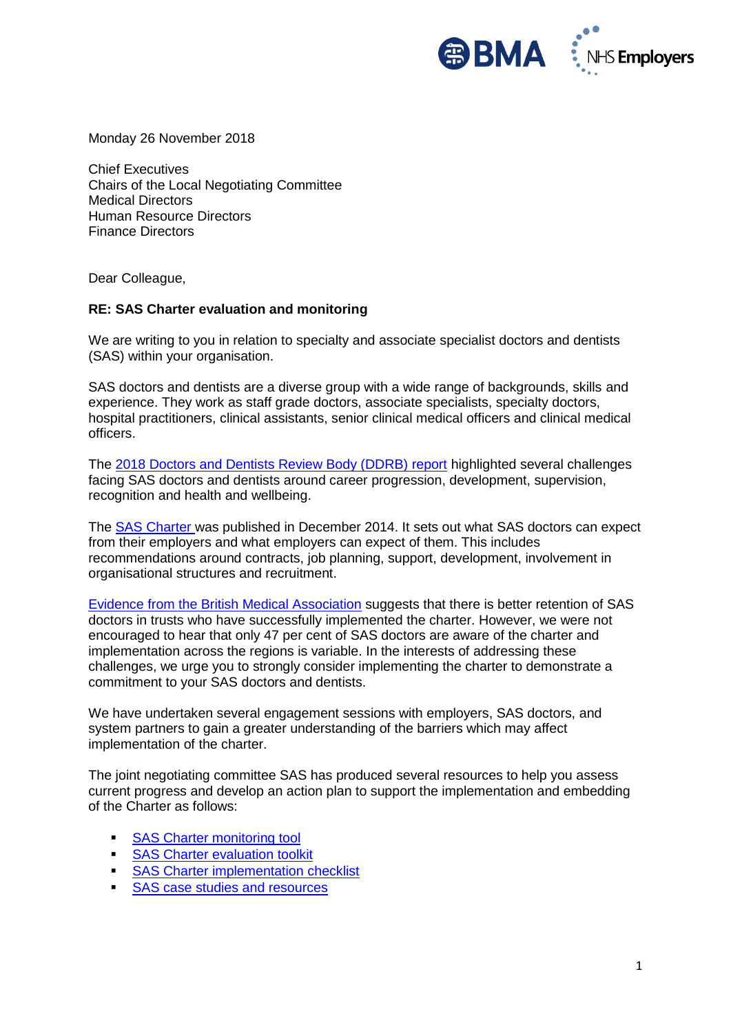Monday 26 November 2018

Chief Executives
Chairs of the Local Negotiating Committee
Medical Directors
Human Resource Directors
Finance Directors

Dear Colleague,

**RE: SAS Charter evaluation and monitoring**

We are writing to you in relation to specialty and associate specialist doctors and dentists (SAS) within your organisation.

SAS doctors and dentists are a diverse group with a wide range of backgrounds, skills and experience. They work as staff grade doctors, associate specialists, specialty doctors, hospital practitioners, clinical assistants, senior clinical medical officers and clinical medical officers.

The [2018 Doctors and Dentists Review Body (DDRB) report]() highlighted several challenges facing SAS doctors and dentists around career progression, development, supervision, recognition and health and wellbeing.

The [SAS Charter]() was published in December 2014. It sets out what SAS doctors can expect from their employers and what employers can expect of them. This includes recommendations around contracts, job planning, support, development, involvement in organisational structures and recruitment.

[Evidence from the British Medical Association]() suggests that there is better retention of SAS doctors in trusts who have successfully implemented the charter. However, we were not encouraged to hear that only 47 per cent of SAS doctors are aware of the charter and implementation across the regions is variable. In the interests of addressing these challenges, we urge you to strongly consider implementing the charter to demonstrate a commitment to your SAS doctors and dentists.

We have undertaken several engagement sessions with employers, SAS doctors, and system partners to gain a greater understanding of the barriers which may affect implementation of the charter.

The joint negotiating committee SAS has produced several resources to help you assess current progress and develop an action plan to support the implementation and embedding of the Charter as follows:

- [SAS Charter monitoring tool]()
- [SAS Charter evaluation toolkit]()
- [SAS Charter implementation checklist]()
- [SAS case studies and resources]()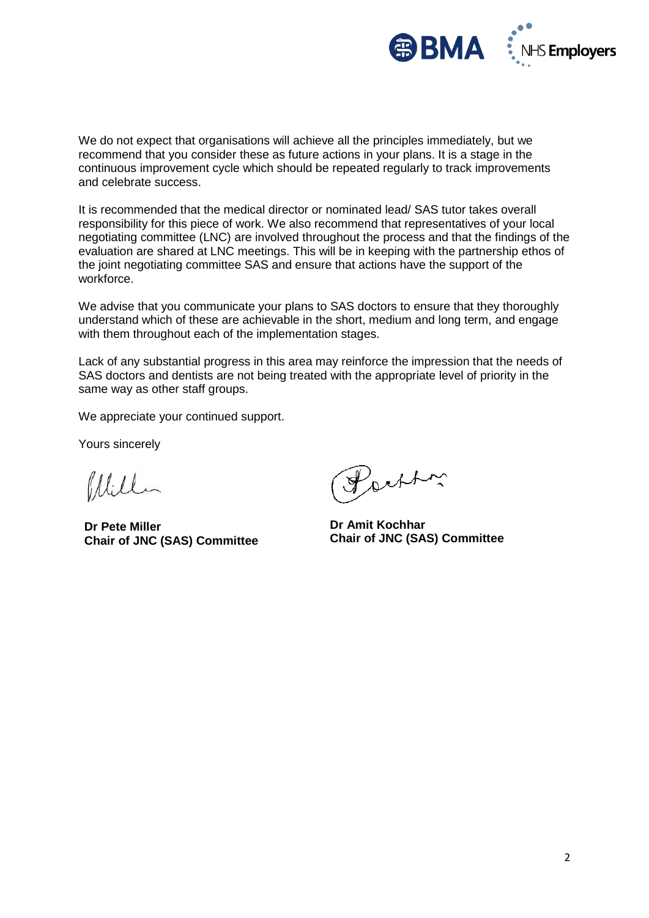We do not expect that organisations will achieve all the principles immediately, but we recommend that you consider these as future actions in your plans. It is a stage in the continuous improvement cycle which should be repeated regularly to track improvements and celebrate success.

It is recommended that the medical director or nominated lead/ SAS tutor takes overall responsibility for this piece of work. We also recommend that representatives of your local negotiating committee (LNC) are involved throughout the process and that the findings of the evaluation are shared at LNC meetings. This will be in keeping with the partnership ethos of the joint negotiating committee SAS and ensure that actions have the support of the workforce.

We advise that you communicate your plans to SAS doctors to ensure that they thoroughly understand which of these are achievable in the short, medium and long term, and engage with them throughout each of the implementation stages.

Lack of any substantial progress in this area may reinforce the impression that the needs of SAS doctors and dentists are not being treated with the appropriate level of priority in the same way as other staff groups.

We appreciate your continued support.

Yours sincerely

**Dr Pete Miller**
**Chair of JNC (SAS) Committee**

**Dr Amit Kochhar**
**Chair of JNC (SAS) Committee**